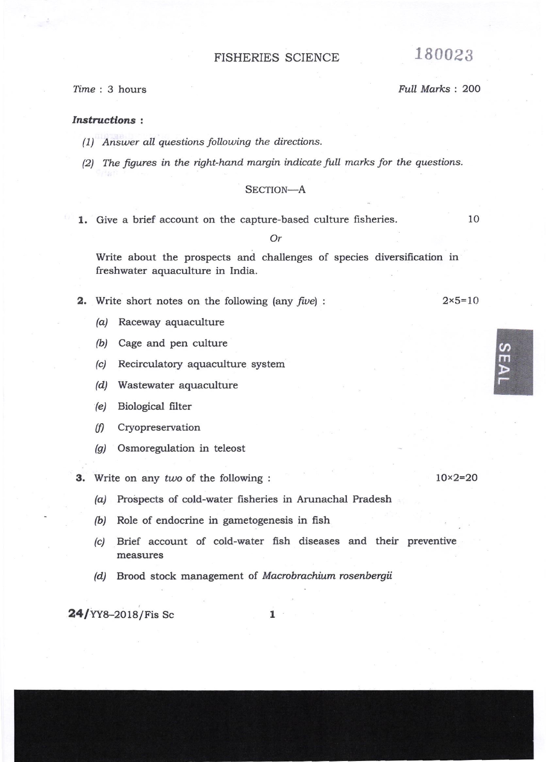# FISHERIES SCIENCE

180023

*Time* : 3 hours

*Full Marks* : 200

***Instructions :***

*(1) Answer all questions following the directions.*

*(2) The figures in the right-hand margin indicate full marks for the questions.*

## SECTION—A

**1.** Give a brief account on the capture-based culture fisheries. 10

*Or*

Write about the prospects and challenges of species diversification in freshwater aquaculture in India.

**2.** Write short notes on the following (any *five*) : 2×5=10

*(a)* Raceway aquaculture

*(b)* Cage and pen culture

*(c)* Recirculatory aquaculture system

*(d)* Wastewater aquaculture

*(e)* Biological filter

*(f)* Cryopreservation

*(g)* Osmoregulation in teleost

**3.** Write on any *two* of the following : 10×2=20

*(a)* Prospects of cold-water fisheries in Arunachal Pradesh

*(b)* Role of endocrine in gametogenesis in fish

*(c)* Brief account of cold-water fish diseases and their preventive measures

*(d)* Brood stock management of *Macrobrachium rosenbergii*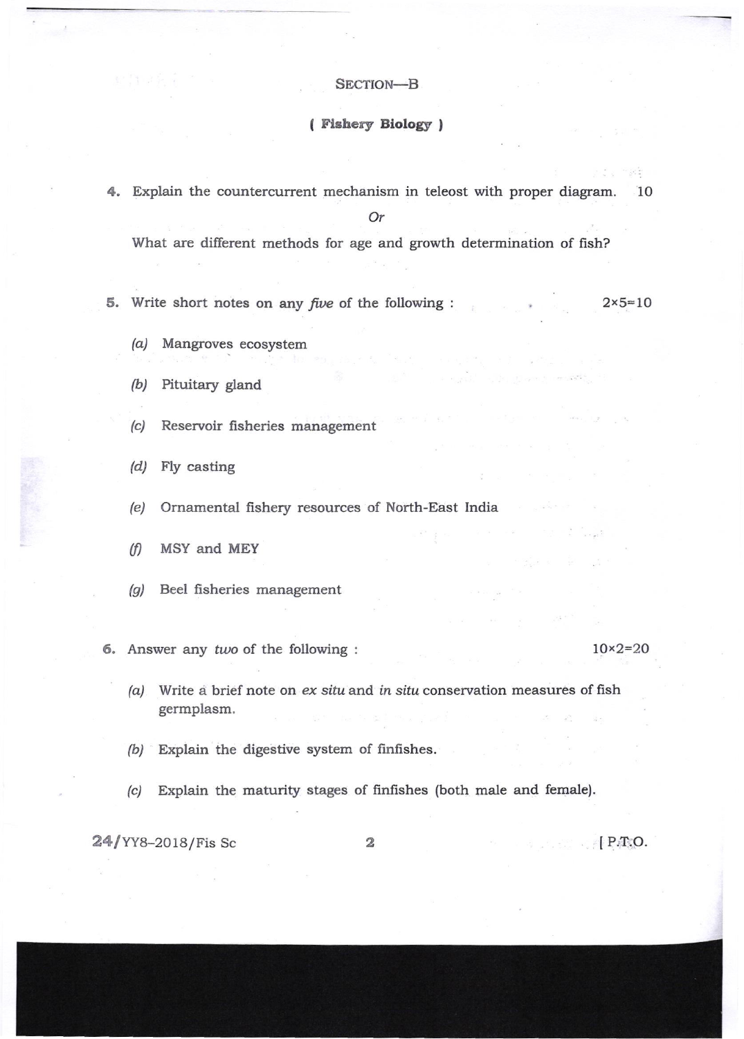## SECTION—B

### ( Fishery Biology )

4. Explain the countercurrent mechanism in teleost with proper diagram. 10

*Or*

What are different methods for age and growth determination of fish?

5. Write short notes on any *five* of the following : $2 \times 5 = 10$

   *(a)* Mangroves ecosystem

   *(b)* Pituitary gland

   *(c)* Reservoir fisheries management

   *(d)* Fly casting

   *(e)* Ornamental fishery resources of North-East India

   *(f)* MSY and MEY

   *(g)* Beel fisheries management

6. Answer any *two* of the following : $10 \times 2 = 20$

   *(a)* Write a brief note on *ex situ* and *in situ* conservation measures of fish germplasm.

   *(b)* Explain the digestive system of finfishes.

   *(c)* Explain the maturity stages of finfishes (both male and female).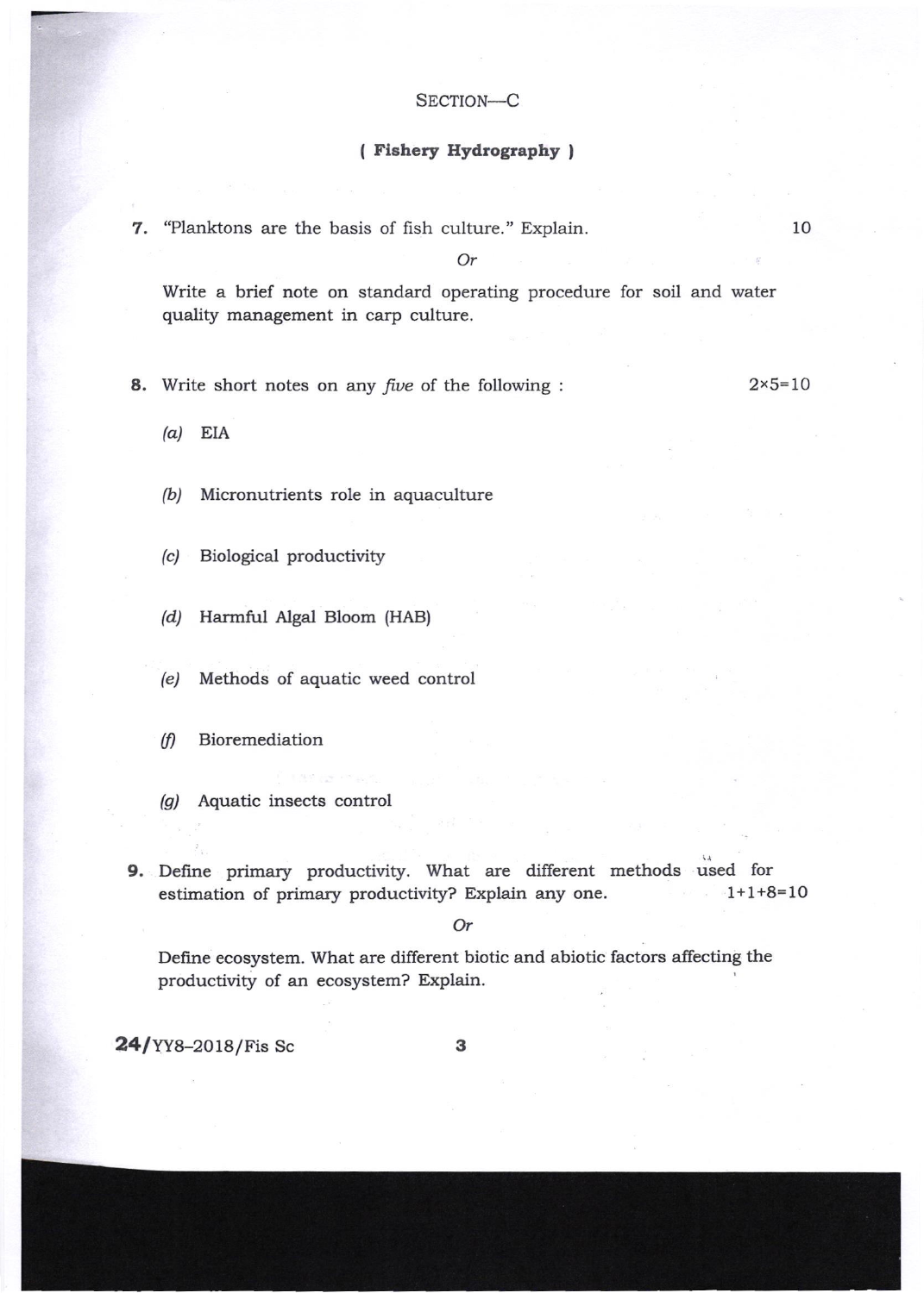## SECTION—C

### ( **Fishery Hydrography** )

**7.** "Planktons are the basis of fish culture." Explain. 10

*Or*

Write a brief note on standard operating procedure for soil and water quality management in carp culture.

**8.** Write short notes on any *five* of the following : 2×5=10

*(a)* EIA

*(b)* Micronutrients role in aquaculture

*(c)* Biological productivity

*(d)* Harmful Algal Bloom (HAB)

*(e)* Methods of aquatic weed control

*(f)* Bioremediation

*(g)* Aquatic insects control

**9.** Define primary productivity. What are different methods used for estimation of primary productivity? Explain any one. 1+1+8=10

*Or*

Define ecosystem. What are different biotic and abiotic factors affecting the productivity of an ecosystem? Explain.

24/YY8–2018/Fis Sc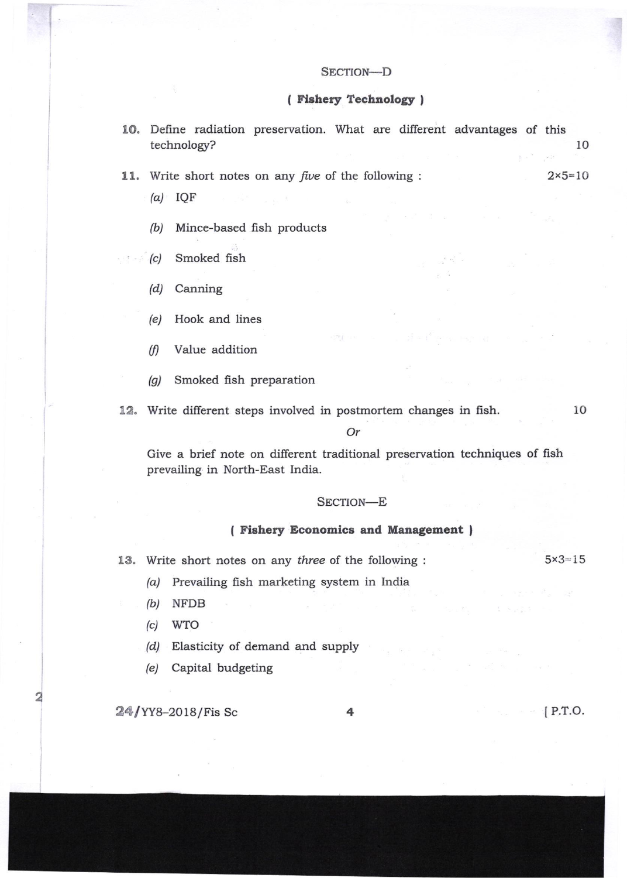## SECTION—D

### ( Fishery Technology )

**10.** Define radiation preservation. What are different advantages of this technology? 10

**11.** Write short notes on any *five* of the following : 2×5=10

(a) IQF

(b) Mince-based fish products

(c) Smoked fish

(d) Canning

(e) Hook and lines

(f) Value addition

(g) Smoked fish preparation

**12.** Write different steps involved in postmortem changes in fish. 10

*Or*

Give a brief note on different traditional preservation techniques of fish prevailing in North-East India.

## SECTION—E

### ( Fishery Economics and Management )

**13.** Write short notes on any *three* of the following : 5×3=15

(a) Prevailing fish marketing system in India

(b) NFDB

(c) WTO

(d) Elasticity of demand and supply

(e) Capital budgeting

24/YY8–2018/Fis Sc [ P.T.O.